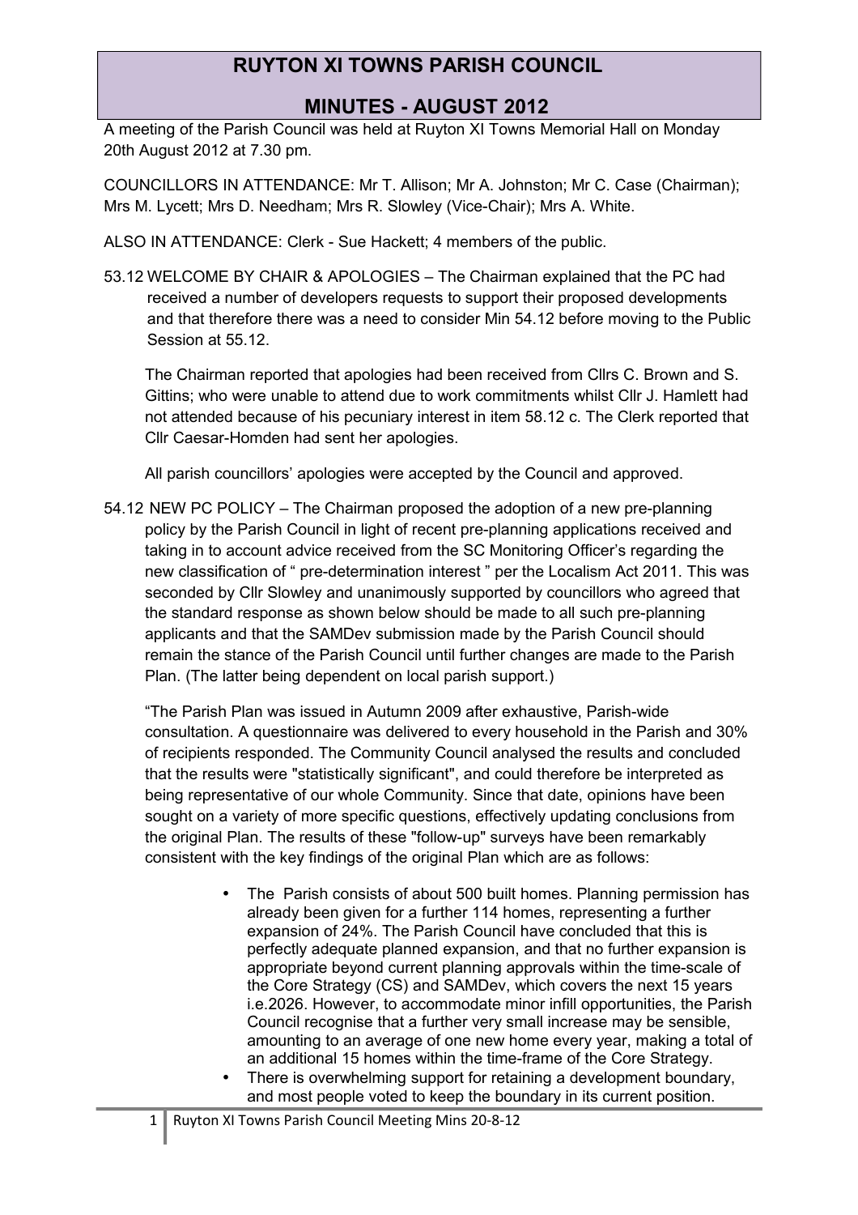# RUYTON XI TOWNS PARISH COUNCIL

## MINUTES - AUGUST 2012

A meeting of the Parish Council was held at Ruyton XI Towns Memorial Hall on Monday 20th August 2012 at 7.30 pm.

COUNCILLORS IN ATTENDANCE: Mr T. Allison; Mr A. Johnston; Mr C. Case (Chairman); Mrs M. Lycett; Mrs D. Needham; Mrs R. Slowley (Vice-Chair); Mrs A. White.

ALSO IN ATTENDANCE: Clerk - Sue Hackett; 4 members of the public.

53.12 WELCOME BY CHAIR & APOLOGIES – The Chairman explained that the PC had received a number of developers requests to support their proposed developments and that therefore there was a need to consider Min 54.12 before moving to the Public Session at 55.12.

The Chairman reported that apologies had been received from Cllrs C. Brown and S. Gittins; who were unable to attend due to work commitments whilst Cllr J. Hamlett had not attended because of his pecuniary interest in item 58.12 c. The Clerk reported that Cllr Caesar-Homden had sent her apologies.

All parish councillors' apologies were accepted by the Council and approved.

54.12 NEW PC POLICY – The Chairman proposed the adoption of a new pre-planning policy by the Parish Council in light of recent pre-planning applications received and taking in to account advice received from the SC Monitoring Officer's regarding the new classification of " pre-determination interest " per the Localism Act 2011. This was seconded by Cllr Slowley and unanimously supported by councillors who agreed that the standard response as shown below should be made to all such pre-planning applicants and that the SAMDev submission made by the Parish Council should remain the stance of the Parish Council until further changes are made to the Parish Plan. (The latter being dependent on local parish support.)

"The Parish Plan was issued in Autumn 2009 after exhaustive, Parish-wide consultation. A questionnaire was delivered to every household in the Parish and 30% of recipients responded. The Community Council analysed the results and concluded that the results were "statistically significant", and could therefore be interpreted as being representative of our whole Community. Since that date, opinions have been sought on a variety of more specific questions, effectively updating conclusions from the original Plan. The results of these "follow-up" surveys have been remarkably consistent with the key findings of the original Plan which are as follows:

- The Parish consists of about 500 built homes. Planning permission has already been given for a further 114 homes, representing a further expansion of 24%. The Parish Council have concluded that this is perfectly adequate planned expansion, and that no further expansion is appropriate beyond current planning approvals within the time-scale of the Core Strategy (CS) and SAMDev, which covers the next 15 years i.e.2026. However, to accommodate minor infill opportunities, the Parish Council recognise that a further very small increase may be sensible, amounting to an average of one new home every year, making a total of an additional 15 homes within the time-frame of the Core Strategy.
- There is overwhelming support for retaining a development boundary, and most people voted to keep the boundary in its current position.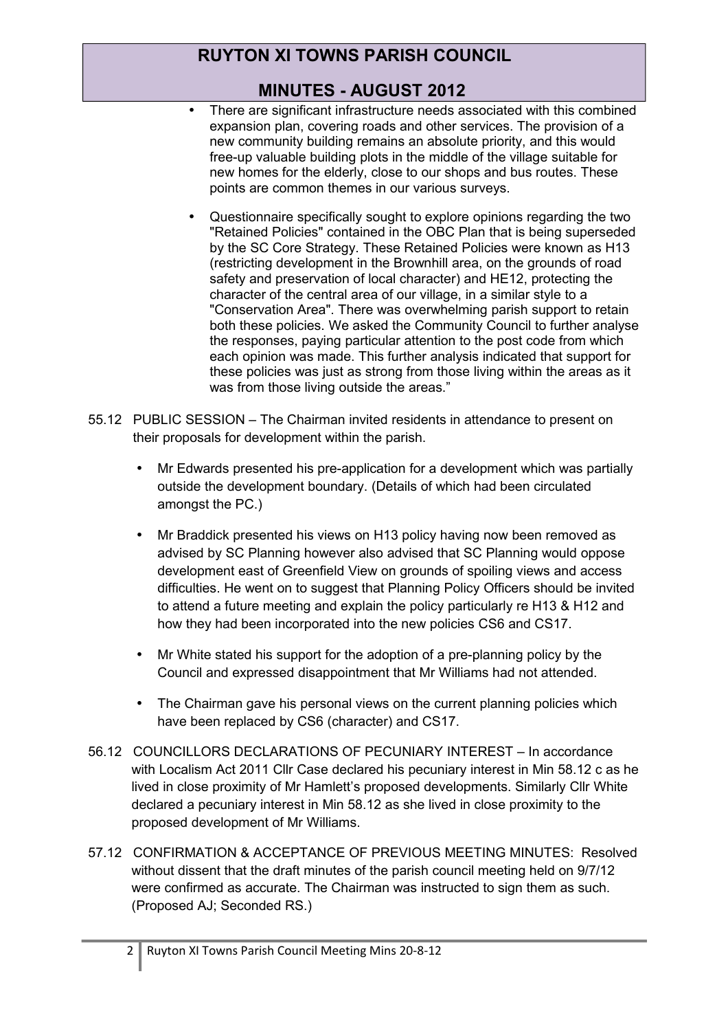- There are significant infrastructure needs associated with this combined expansion plan, covering roads and other services. The provision of a new community building remains an absolute priority, and this would free-up valuable building plots in the middle of the village suitable for new homes for the elderly, close to our shops and bus routes. These points are common themes in our various surveys.
- Questionnaire specifically sought to explore opinions regarding the two "Retained Policies" contained in the OBC Plan that is being superseded by the SC Core Strategy. These Retained Policies were known as H13 (restricting development in the Brownhill area, on the grounds of road safety and preservation of local character) and HE12, protecting the character of the central area of our village, in a similar style to a "Conservation Area". There was overwhelming parish support to retain both these policies. We asked the Community Council to further analyse the responses, paying particular attention to the post code from which each opinion was made. This further analysis indicated that support for these policies was just as strong from those living within the areas as it was from those living outside the areas."

55.12 PUBLIC SESSION – The Chairman invited residents in attendance to present on their proposals for development within the parish.

- Mr Edwards presented his pre-application for a development which was partially outside the development boundary. (Details of which had been circulated amongst the PC.)
- Mr Braddick presented his views on H13 policy having now been removed as advised by SC Planning however also advised that SC Planning would oppose development east of Greenfield View on grounds of spoiling views and access difficulties. He went on to suggest that Planning Policy Officers should be invited to attend a future meeting and explain the policy particularly re H13 & H12 and how they had been incorporated into the new policies CS6 and CS17.
- Mr White stated his support for the adoption of a pre-planning policy by the Council and expressed disappointment that Mr Williams had not attended.
- The Chairman gave his personal views on the current planning policies which have been replaced by CS6 (character) and CS17.

56.12 COUNCILLORS DECLARATIONS OF PECUNIARY INTEREST – In accordance with Localism Act 2011 Cllr Case declared his pecuniary interest in Min 58.12 c as he lived in close proximity of Mr Hamlett's proposed developments. Similarly Cllr White declared a pecuniary interest in Min 58.12 as she lived in close proximity to the proposed development of Mr Williams.

57.12 CONFIRMATION & ACCEPTANCE OF PREVIOUS MEETING MINUTES: Resolved without dissent that the draft minutes of the parish council meeting held on 9/7/12 were confirmed as accurate. The Chairman was instructed to sign them as such. (Proposed AJ; Seconded RS.)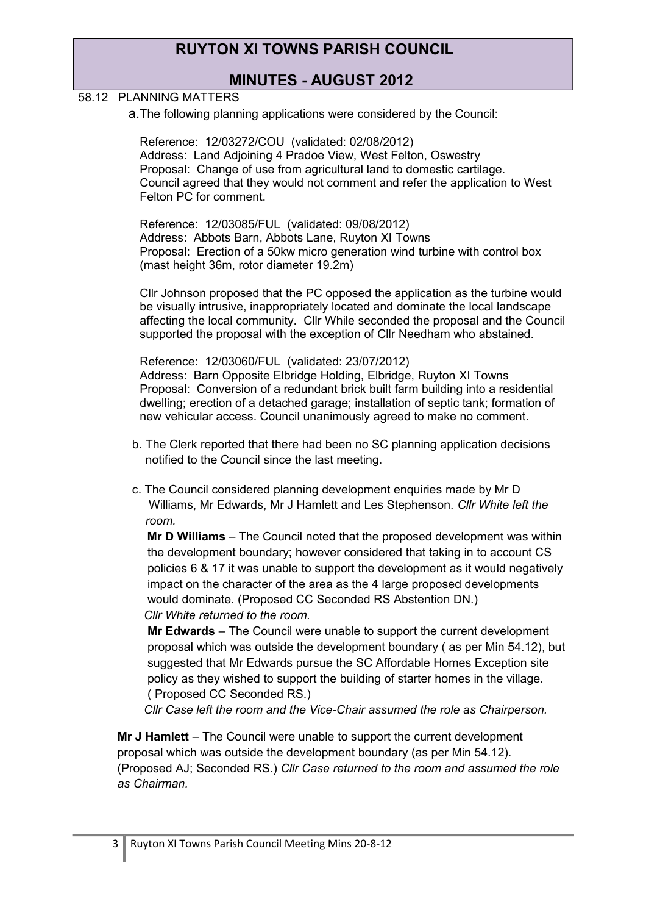# RUYTON XI TOWNS PARISH COUNCIL

## MINUTES - AUGUST 2012

58.12 PLANNING MATTERS

a. The following planning applications were considered by the Council:

Reference: 12/03272/COU (validated: 02/08/2012)
Address: Land Adjoining 4 Pradoe View, West Felton, Oswestry
Proposal: Change of use from agricultural land to domestic cartilage.
Council agreed that they would not comment and refer the application to West Felton PC for comment.

Reference: 12/03085/FUL (validated: 09/08/2012)
Address: Abbots Barn, Abbots Lane, Ruyton XI Towns
Proposal: Erection of a 50kw micro generation wind turbine with control box (mast height 36m, rotor diameter 19.2m)

Cllr Johnson proposed that the PC opposed the application as the turbine would be visually intrusive, inappropriately located and dominate the local landscape affecting the local community. Cllr While seconded the proposal and the Council supported the proposal with the exception of Cllr Needham who abstained.

Reference: 12/03060/FUL (validated: 23/07/2012)
Address: Barn Opposite Elbridge Holding, Elbridge, Ruyton XI Towns
Proposal: Conversion of a redundant brick built farm building into a residential dwelling; erection of a detached garage; installation of septic tank; formation of new vehicular access. Council unanimously agreed to make no comment.

b. The Clerk reported that there had been no SC planning application decisions notified to the Council since the last meeting.

c. The Council considered planning development enquiries made by Mr D Williams, Mr Edwards, Mr J Hamlett and Les Stephenson. *Cllr White left the room.*

**Mr D Williams** – The Council noted that the proposed development was within the development boundary; however considered that taking in to account CS policies 6 & 17 it was unable to support the development as it would negatively impact on the character of the area as the 4 large proposed developments would dominate. (Proposed CC Seconded RS Abstention DN.)

*Cllr White returned to the room.*

**Mr Edwards** – The Council were unable to support the current development proposal which was outside the development boundary ( as per Min 54.12), but suggested that Mr Edwards pursue the SC Affordable Homes Exception site policy as they wished to support the building of starter homes in the village. ( Proposed CC Seconded RS.)

*Cllr Case left the room and the Vice-Chair assumed the role as Chairperson.*

**Mr J Hamlett** – The Council were unable to support the current development proposal which was outside the development boundary (as per Min 54.12). (Proposed AJ; Seconded RS.) *Cllr Case returned to the room and assumed the role as Chairman.*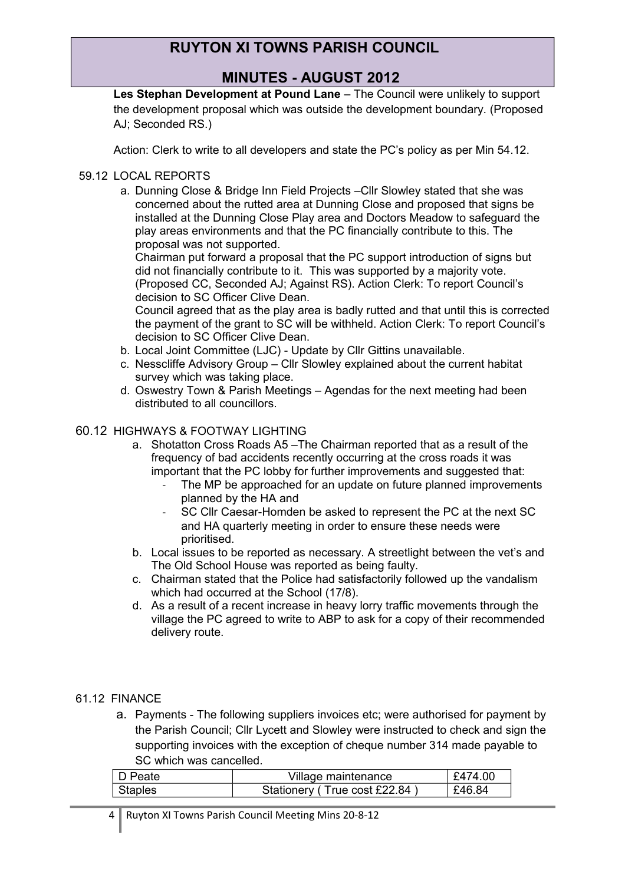**Les Stephan Development at Pound Lane** – The Council were unlikely to support the development proposal which was outside the development boundary. (Proposed AJ; Seconded RS.)

Action: Clerk to write to all developers and state the PC's policy as per Min 54.12.

59.12 LOCAL REPORTS

a. Dunning Close & Bridge Inn Field Projects –Cllr Slowley stated that she was concerned about the rutted area at Dunning Close and proposed that signs be installed at the Dunning Close Play area and Doctors Meadow to safeguard the play areas environments and that the PC financially contribute to this. The proposal was not supported.
   Chairman put forward a proposal that the PC support introduction of signs but did not financially contribute to it. This was supported by a majority vote. (Proposed CC, Seconded AJ; Against RS). Action Clerk: To report Council's decision to SC Officer Clive Dean.
   Council agreed that as the play area is badly rutted and that until this is corrected the payment of the grant to SC will be withheld. Action Clerk: To report Council's decision to SC Officer Clive Dean.
b. Local Joint Committee (LJC) - Update by Cllr Gittins unavailable.
c. Nesscliffe Advisory Group – Cllr Slowley explained about the current habitat survey which was taking place.
d. Oswestry Town & Parish Meetings – Agendas for the next meeting had been distributed to all councillors.

60.12 HIGHWAYS & FOOTWAY LIGHTING

a. Shotatton Cross Roads A5 –The Chairman reported that as a result of the frequency of bad accidents recently occurring at the cross roads it was important that the PC lobby for further improvements and suggested that:
   - The MP be approached for an update on future planned improvements planned by the HA and
   - SC Cllr Caesar-Homden be asked to represent the PC at the next SC and HA quarterly meeting in order to ensure these needs were prioritised.
b. Local issues to be reported as necessary. A streetlight between the vet's and The Old School House was reported as being faulty.
c. Chairman stated that the Police had satisfactorily followed up the vandalism which had occurred at the School (17/8).
d. As a result of a recent increase in heavy lorry traffic movements through the village the PC agreed to write to ABP to ask for a copy of their recommended delivery route.

61.12 FINANCE

a. Payments - The following suppliers invoices etc; were authorised for payment by the Parish Council; Cllr Lycett and Slowley were instructed to check and sign the supporting invoices with the exception of cheque number 314 made payable to SC which was cancelled.

| | | |
|---|---|---|
| D Peate | Village maintenance | £474.00 |
| Staples | Stationery ( True cost £22.84 ) | £46.84 |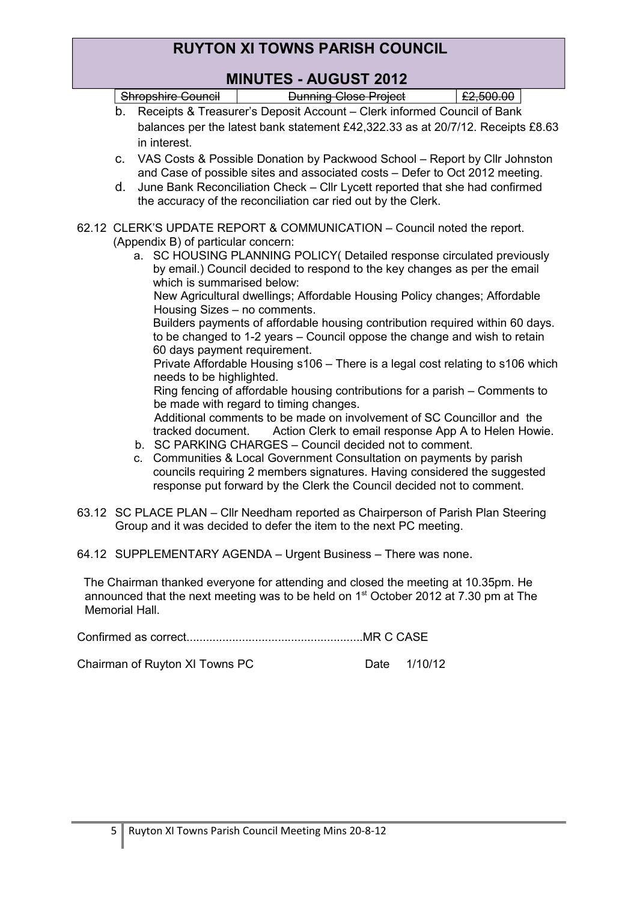# RUYTON XI TOWNS PARISH COUNCIL

## MINUTES - AUGUST 2012

| | | |
|---|---|---|
| ~~Shropshire Council~~ | ~~Dunning Close Project~~ | ~~£2,500.00~~ |

b. Receipts & Treasurer's Deposit Account – Clerk informed Council of Bank balances per the latest bank statement £42,322.33 as at 20/7/12. Receipts £8.63 in interest.

c. VAS Costs & Possible Donation by Packwood School – Report by Cllr Johnston and Case of possible sites and associated costs – Defer to Oct 2012 meeting.

d. June Bank Reconciliation Check – Cllr Lycett reported that she had confirmed the accuracy of the reconciliation car ried out by the Clerk.

62.12 CLERK'S UPDATE REPORT & COMMUNICATION – Council noted the report. (Appendix B) of particular concern:

a. SC HOUSING PLANNING POLICY( Detailed response circulated previously by email.) Council decided to respond to the key changes as per the email which is summarised below:
New Agricultural dwellings; Affordable Housing Policy changes; Affordable Housing Sizes – no comments.
Builders payments of affordable housing contribution required within 60 days. to be changed to 1-2 years – Council oppose the change and wish to retain 60 days payment requirement.
Private Affordable Housing s106 – There is a legal cost relating to s106 which needs to be highlighted.
Ring fencing of affordable housing contributions for a parish – Comments to be made with regard to timing changes.
Additional comments to be made on involvement of SC Councillor and the tracked document. Action Clerk to email response App A to Helen Howie.

b. SC PARKING CHARGES – Council decided not to comment.

c. Communities & Local Government Consultation on payments by parish councils requiring 2 members signatures. Having considered the suggested response put forward by the Clerk the Council decided not to comment.

63.12 SC PLACE PLAN – Cllr Needham reported as Chairperson of Parish Plan Steering Group and it was decided to defer the item to the next PC meeting.

64.12 SUPPLEMENTARY AGENDA – Urgent Business – There was none.

The Chairman thanked everyone for attending and closed the meeting at 10.35pm. He announced that the next meeting was to be held on 1st October 2012 at 7.30 pm at The Memorial Hall.

Confirmed as correct.....................................................MR C CASE

Chairman of Ruyton XI Towns PC Date 1/10/12